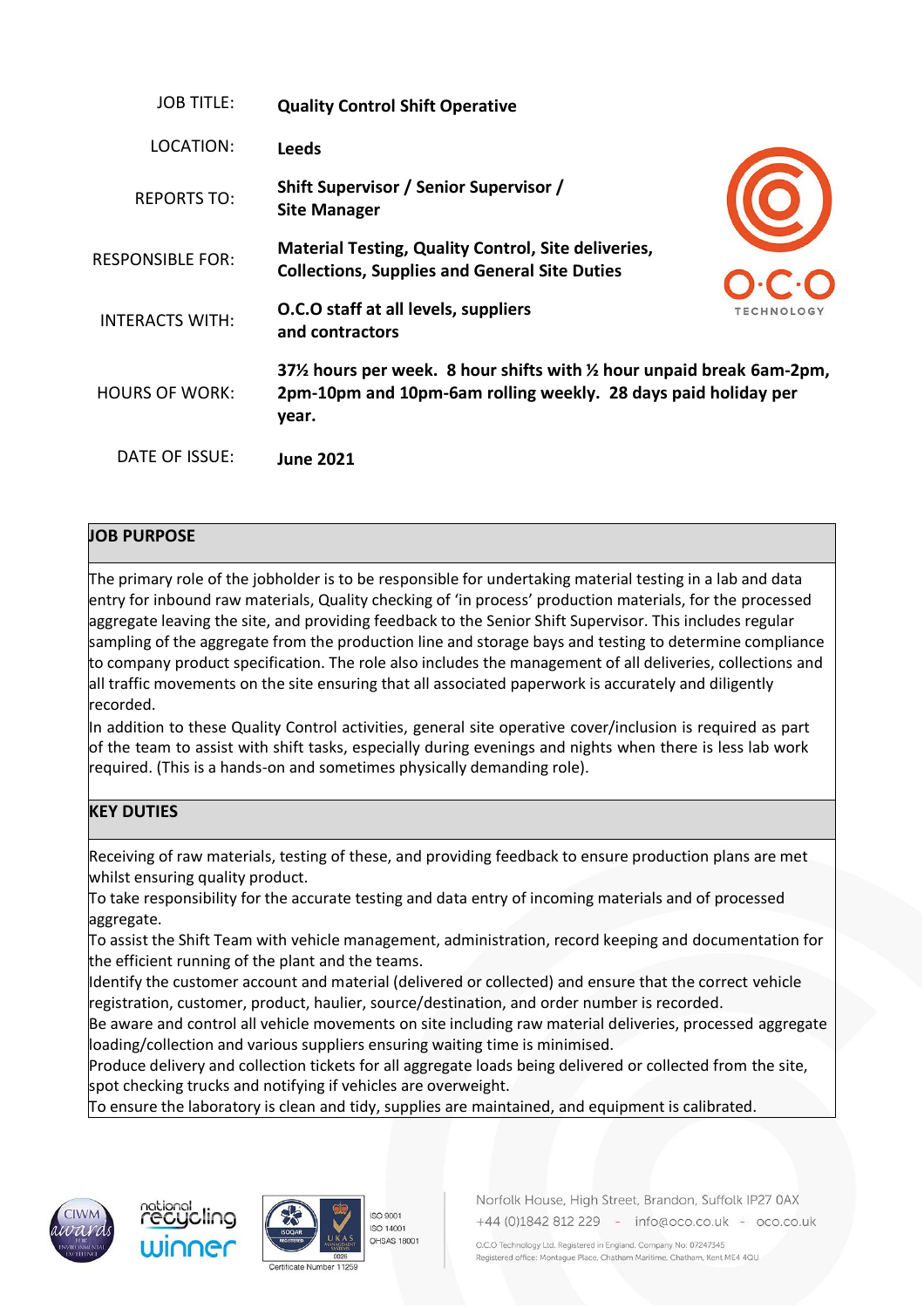| | |
|---|---|
| JOB TITLE: | **Quality Control Shift Operative** |
| LOCATION: | **Leeds** |
| REPORTS TO: | **Shift Supervisor / Senior Supervisor / Site Manager** |
| RESPONSIBLE FOR: | **Material Testing, Quality Control, Site deliveries, Collections, Supplies and General Site Duties** |
| INTERACTS WITH: | **O.C.O staff at all levels, suppliers and contractors** |
| HOURS OF WORK: | **37½ hours per week. 8 hour shifts with ½ hour unpaid break 6am-2pm, 2pm-10pm and 10pm-6am rolling weekly. 28 days paid holiday per year.** |
| DATE OF ISSUE: | **June 2021** |

## JOB PURPOSE

The primary role of the jobholder is to be responsible for undertaking material testing in a lab and data entry for inbound raw materials, Quality checking of 'in process' production materials, for the processed aggregate leaving the site, and providing feedback to the Senior Shift Supervisor. This includes regular sampling of the aggregate from the production line and storage bays and testing to determine compliance to company product specification. The role also includes the management of all deliveries, collections and all traffic movements on the site ensuring that all associated paperwork is accurately and diligently recorded.

In addition to these Quality Control activities, general site operative cover/inclusion is required as part of the team to assist with shift tasks, especially during evenings and nights when there is less lab work required. (This is a hands-on and sometimes physically demanding role).

## KEY DUTIES

Receiving of raw materials, testing of these, and providing feedback to ensure production plans are met whilst ensuring quality product.

To take responsibility for the accurate testing and data entry of incoming materials and of processed aggregate.

To assist the Shift Team with vehicle management, administration, record keeping and documentation for the efficient running of the plant and the teams.

Identify the customer account and material (delivered or collected) and ensure that the correct vehicle registration, customer, product, haulier, source/destination, and order number is recorded.

Be aware and control all vehicle movements on site including raw material deliveries, processed aggregate loading/collection and various suppliers ensuring waiting time is minimised.

Produce delivery and collection tickets for all aggregate loads being delivered or collected from the site, spot checking trucks and notifying if vehicles are overweight.

To ensure the laboratory is clean and tidy, supplies are maintained, and equipment is calibrated.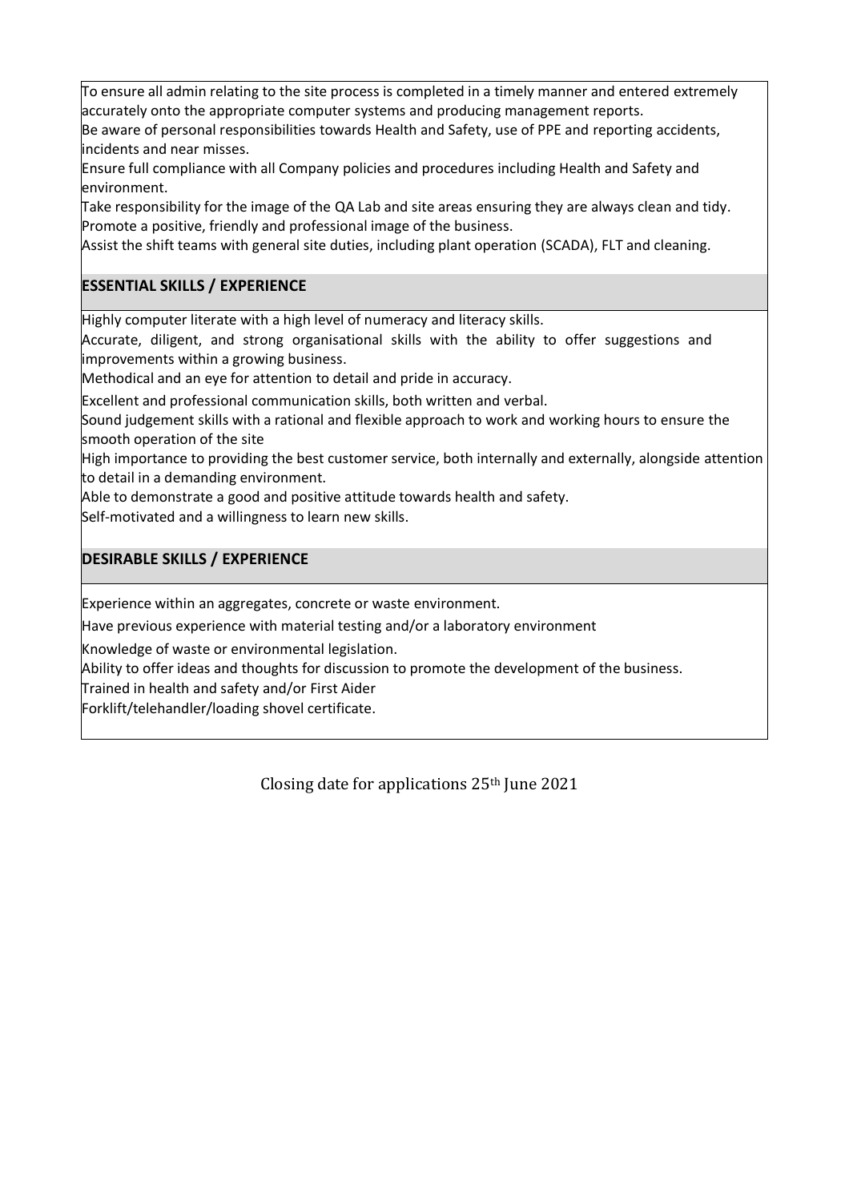To ensure all admin relating to the site process is completed in a timely manner and entered extremely accurately onto the appropriate computer systems and producing management reports.

Be aware of personal responsibilities towards Health and Safety, use of PPE and reporting accidents, incidents and near misses.

Ensure full compliance with all Company policies and procedures including Health and Safety and environment.

Take responsibility for the image of the QA Lab and site areas ensuring they are always clean and tidy.

Promote a positive, friendly and professional image of the business.

Assist the shift teams with general site duties, including plant operation (SCADA), FLT and cleaning.

## ESSENTIAL SKILLS / EXPERIENCE

Highly computer literate with a high level of numeracy and literacy skills.

Accurate, diligent, and strong organisational skills with the ability to offer suggestions and improvements within a growing business.

Methodical and an eye for attention to detail and pride in accuracy.

Excellent and professional communication skills, both written and verbal.

Sound judgement skills with a rational and flexible approach to work and working hours to ensure the smooth operation of the site

High importance to providing the best customer service, both internally and externally, alongside attention to detail in a demanding environment.

Able to demonstrate a good and positive attitude towards health and safety.

Self-motivated and a willingness to learn new skills.

## DESIRABLE SKILLS / EXPERIENCE

Experience within an aggregates, concrete or waste environment.

Have previous experience with material testing and/or a laboratory environment

Knowledge of waste or environmental legislation.

Ability to offer ideas and thoughts for discussion to promote the development of the business.

Trained in health and safety and/or First Aider

Forklift/telehandler/loading shovel certificate.

Closing date for applications 25th June 2021